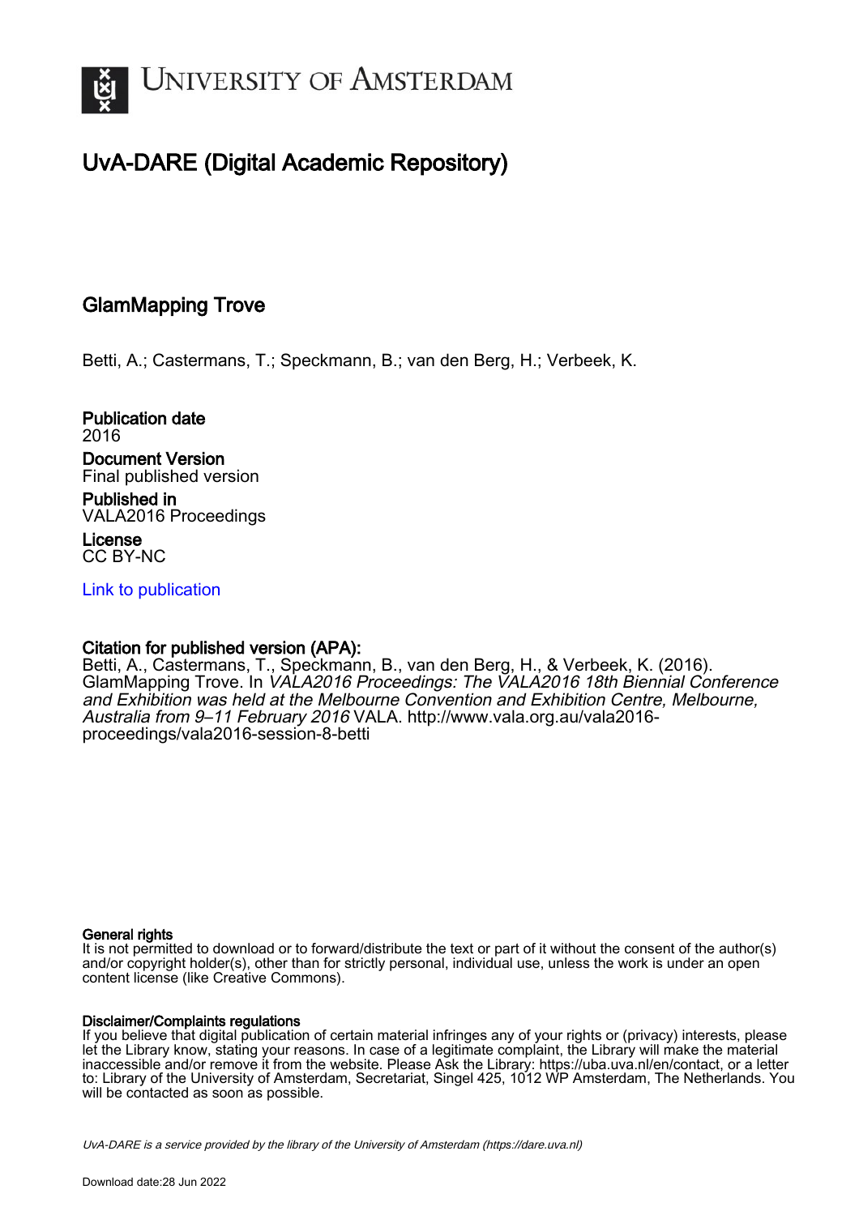# UNIVERSITY OF AMSTERDAM

## UvA-DARE (Digital Academic Repository)

### GlamMapping Trove

Betti, A.; Castermans, T.; Speckmann, B.; van den Berg, H.; Verbeek, K.

**Publication date**
2016

**Document Version**
Final published version

**Published in**
VALA2016 Proceedings

**License**
CC BY-NC

[Link to publication](http://www.vala.org.au/vala2016-proceedings/vala2016-session-8-betti)

**Citation for published version (APA):**
Betti, A., Castermans, T., Speckmann, B., van den Berg, H., & Verbeek, K. (2016). GlamMapping Trove. In *VALA2016 Proceedings: The VALA2016 18th Biennial Conference and Exhibition was held at the Melbourne Convention and Exhibition Centre, Melbourne, Australia from 9–11 February 2016* VALA. http://www.vala.org.au/vala2016-proceedings/vala2016-session-8-betti

**General rights**
It is not permitted to download or to forward/distribute the text or part of it without the consent of the author(s) and/or copyright holder(s), other than for strictly personal, individual use, unless the work is under an open content license (like Creative Commons).

**Disclaimer/Complaints regulations**
If you believe that digital publication of certain material infringes any of your rights or (privacy) interests, please let the Library know, stating your reasons. In case of a legitimate complaint, the Library will make the material inaccessible and/or remove it from the website. Please Ask the Library: https://uba.uva.nl/en/contact, or a letter to: Library of the University of Amsterdam, Secretariat, Singel 425, 1012 WP Amsterdam, The Netherlands. You will be contacted as soon as possible.

*UvA-DARE is a service provided by the library of the University of Amsterdam (https://dare.uva.nl)*

Download date:28 Jun 2022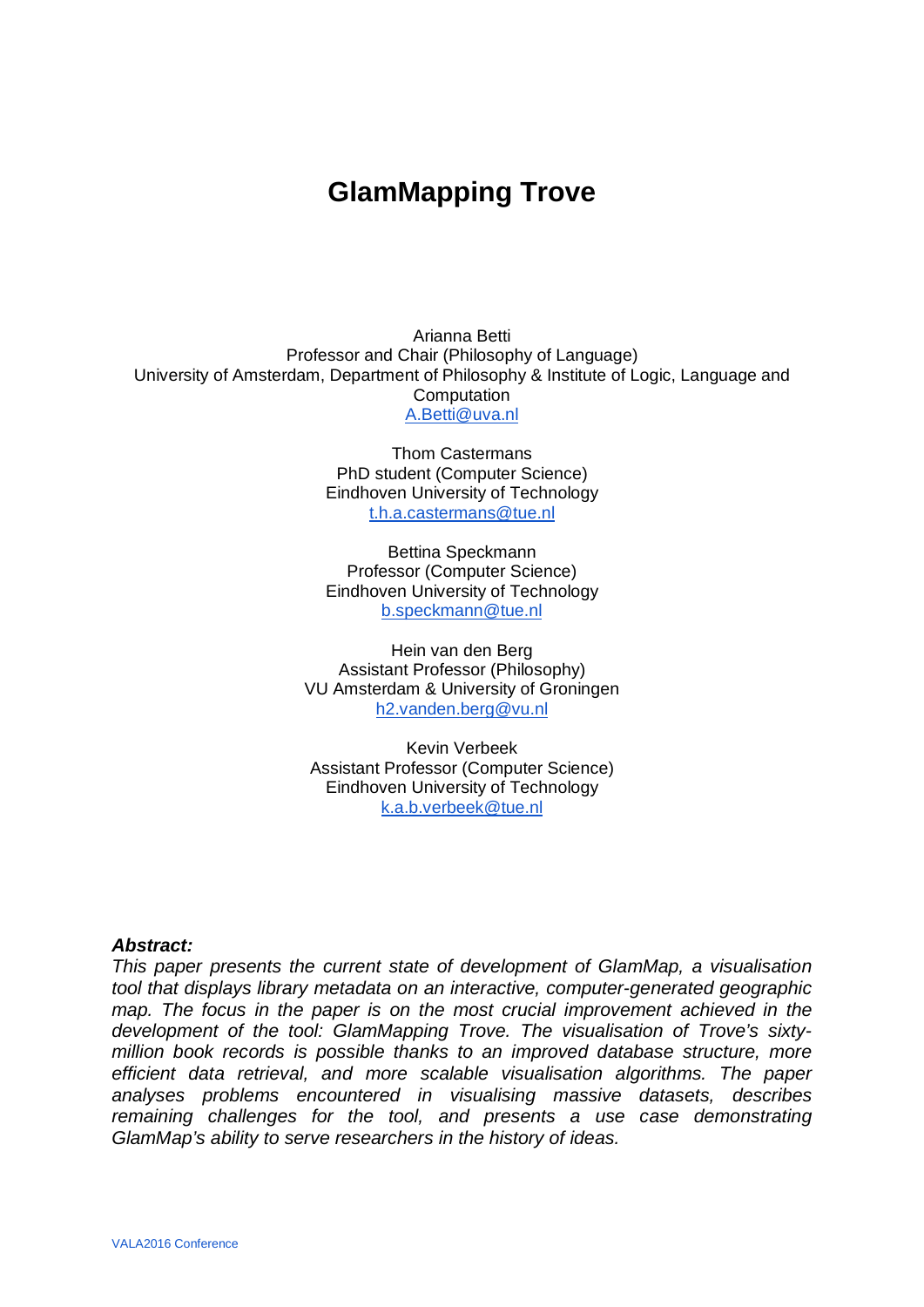# GlamMapping Trove

Arianna Betti
Professor and Chair (Philosophy of Language)
University of Amsterdam, Department of Philosophy & Institute of Logic, Language and Computation
A.Betti@uva.nl

Thom Castermans
PhD student (Computer Science)
Eindhoven University of Technology
t.h.a.castermans@tue.nl

Bettina Speckmann
Professor (Computer Science)
Eindhoven University of Technology
b.speckmann@tue.nl

Hein van den Berg
Assistant Professor (Philosophy)
VU Amsterdam & University of Groningen
h2.vanden.berg@vu.nl

Kevin Verbeek
Assistant Professor (Computer Science)
Eindhoven University of Technology
k.a.b.verbeek@tue.nl

***Abstract:***
*This paper presents the current state of development of GlamMap, a visualisation tool that displays library metadata on an interactive, computer-generated geographic map. The focus in the paper is on the most crucial improvement achieved in the development of the tool: GlamMapping Trove. The visualisation of Trove's sixty-million book records is possible thanks to an improved database structure, more efficient data retrieval, and more scalable visualisation algorithms. The paper analyses problems encountered in visualising massive datasets, describes remaining challenges for the tool, and presents a use case demonstrating GlamMap's ability to serve researchers in the history of ideas.*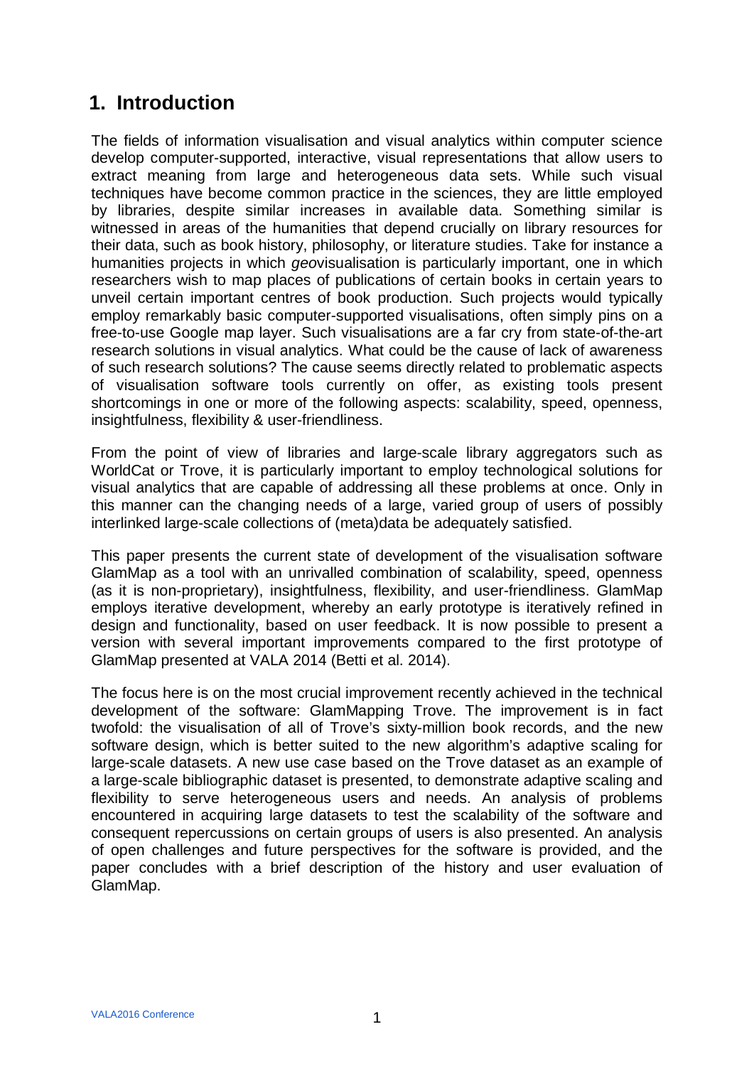## 1. Introduction

The fields of information visualisation and visual analytics within computer science develop computer-supported, interactive, visual representations that allow users to extract meaning from large and heterogeneous data sets. While such visual techniques have become common practice in the sciences, they are little employed by libraries, despite similar increases in available data. Something similar is witnessed in areas of the humanities that depend crucially on library resources for their data, such as book history, philosophy, or literature studies. Take for instance a humanities projects in which *geo*visualisation is particularly important, one in which researchers wish to map places of publications of certain books in certain years to unveil certain important centres of book production. Such projects would typically employ remarkably basic computer-supported visualisations, often simply pins on a free-to-use Google map layer. Such visualisations are a far cry from state-of-the-art research solutions in visual analytics. What could be the cause of lack of awareness of such research solutions? The cause seems directly related to problematic aspects of visualisation software tools currently on offer, as existing tools present shortcomings in one or more of the following aspects: scalability, speed, openness, insightfulness, flexibility & user-friendliness.

From the point of view of libraries and large-scale library aggregators such as WorldCat or Trove, it is particularly important to employ technological solutions for visual analytics that are capable of addressing all these problems at once. Only in this manner can the changing needs of a large, varied group of users of possibly interlinked large-scale collections of (meta)data be adequately satisfied.

This paper presents the current state of development of the visualisation software GlamMap as a tool with an unrivalled combination of scalability, speed, openness (as it is non-proprietary), insightfulness, flexibility, and user-friendliness. GlamMap employs iterative development, whereby an early prototype is iteratively refined in design and functionality, based on user feedback. It is now possible to present a version with several important improvements compared to the first prototype of GlamMap presented at VALA 2014 (Betti et al. 2014).

The focus here is on the most crucial improvement recently achieved in the technical development of the software: GlamMapping Trove. The improvement is in fact twofold: the visualisation of all of Trove's sixty-million book records, and the new software design, which is better suited to the new algorithm's adaptive scaling for large-scale datasets. A new use case based on the Trove dataset as an example of a large-scale bibliographic dataset is presented, to demonstrate adaptive scaling and flexibility to serve heterogeneous users and needs. An analysis of problems encountered in acquiring large datasets to test the scalability of the software and consequent repercussions on certain groups of users is also presented. An analysis of open challenges and future perspectives for the software is provided, and the paper concludes with a brief description of the history and user evaluation of GlamMap.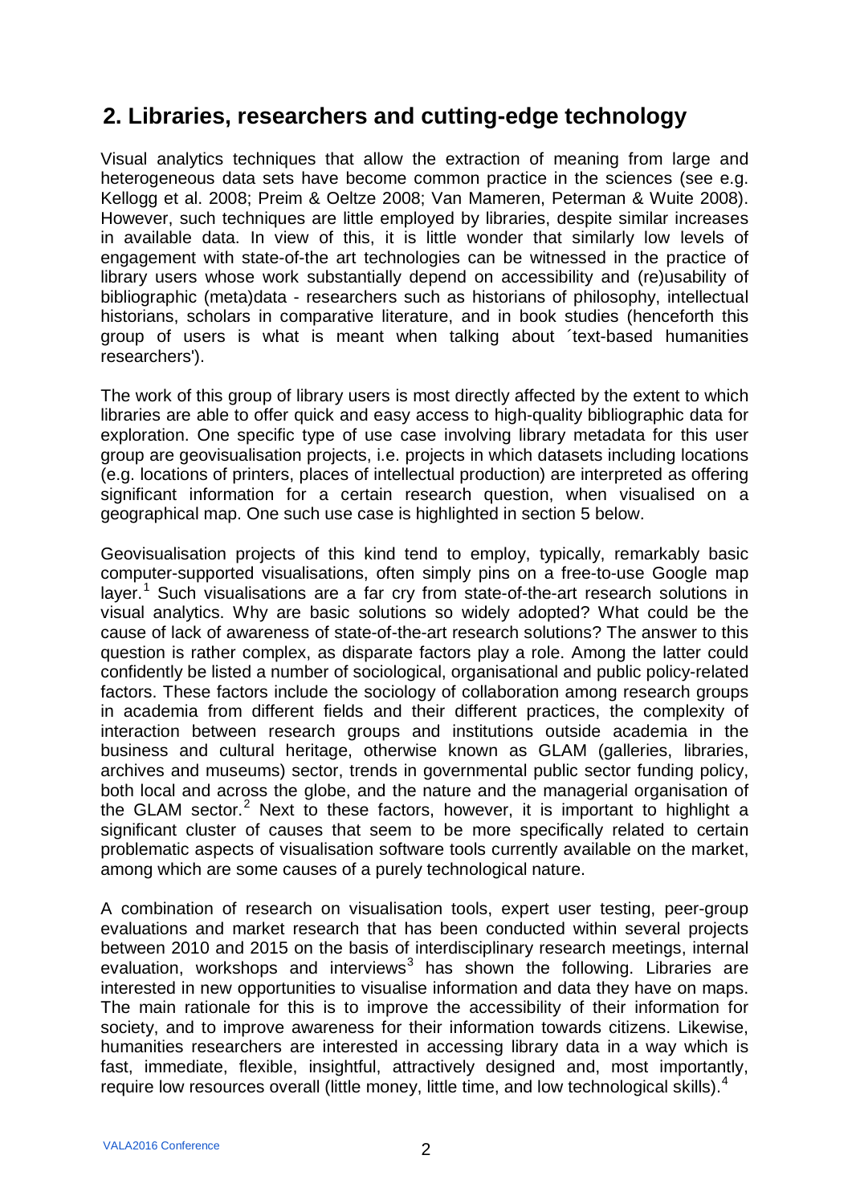## 2. Libraries, researchers and cutting-edge technology

Visual analytics techniques that allow the extraction of meaning from large and heterogeneous data sets have become common practice in the sciences (see e.g. Kellogg et al. 2008; Preim & Oeltze 2008; Van Mameren, Peterman & Wuite 2008). However, such techniques are little employed by libraries, despite similar increases in available data. In view of this, it is little wonder that similarly low levels of engagement with state-of-the art technologies can be witnessed in the practice of library users whose work substantially depend on accessibility and (re)usability of bibliographic (meta)data - researchers such as historians of philosophy, intellectual historians, scholars in comparative literature, and in book studies (henceforth this group of users is what is meant when talking about ´text-based humanities researchers').

The work of this group of library users is most directly affected by the extent to which libraries are able to offer quick and easy access to high-quality bibliographic data for exploration. One specific type of use case involving library metadata for this user group are geovisualisation projects, i.e. projects in which datasets including locations (e.g. locations of printers, places of intellectual production) are interpreted as offering significant information for a certain research question, when visualised on a geographical map. One such use case is highlighted in section 5 below.

Geovisualisation projects of this kind tend to employ, typically, remarkably basic computer-supported visualisations, often simply pins on a free-to-use Google map layer.[1] Such visualisations are a far cry from state-of-the-art research solutions in visual analytics. Why are basic solutions so widely adopted? What could be the cause of lack of awareness of state-of-the-art research solutions? The answer to this question is rather complex, as disparate factors play a role. Among the latter could confidently be listed a number of sociological, organisational and public policy-related factors. These factors include the sociology of collaboration among research groups in academia from different fields and their different practices, the complexity of interaction between research groups and institutions outside academia in the business and cultural heritage, otherwise known as GLAM (galleries, libraries, archives and museums) sector, trends in governmental public sector funding policy, both local and across the globe, and the nature and the managerial organisation of the GLAM sector.[2] Next to these factors, however, it is important to highlight a significant cluster of causes that seem to be more specifically related to certain problematic aspects of visualisation software tools currently available on the market, among which are some causes of a purely technological nature.

A combination of research on visualisation tools, expert user testing, peer-group evaluations and market research that has been conducted within several projects between 2010 and 2015 on the basis of interdisciplinary research meetings, internal evaluation, workshops and interviews[3] has shown the following. Libraries are interested in new opportunities to visualise information and data they have on maps. The main rationale for this is to improve the accessibility of their information for society, and to improve awareness for their information towards citizens. Likewise, humanities researchers are interested in accessing library data in a way which is fast, immediate, flexible, insightful, attractively designed and, most importantly, require low resources overall (little money, little time, and low technological skills).[4]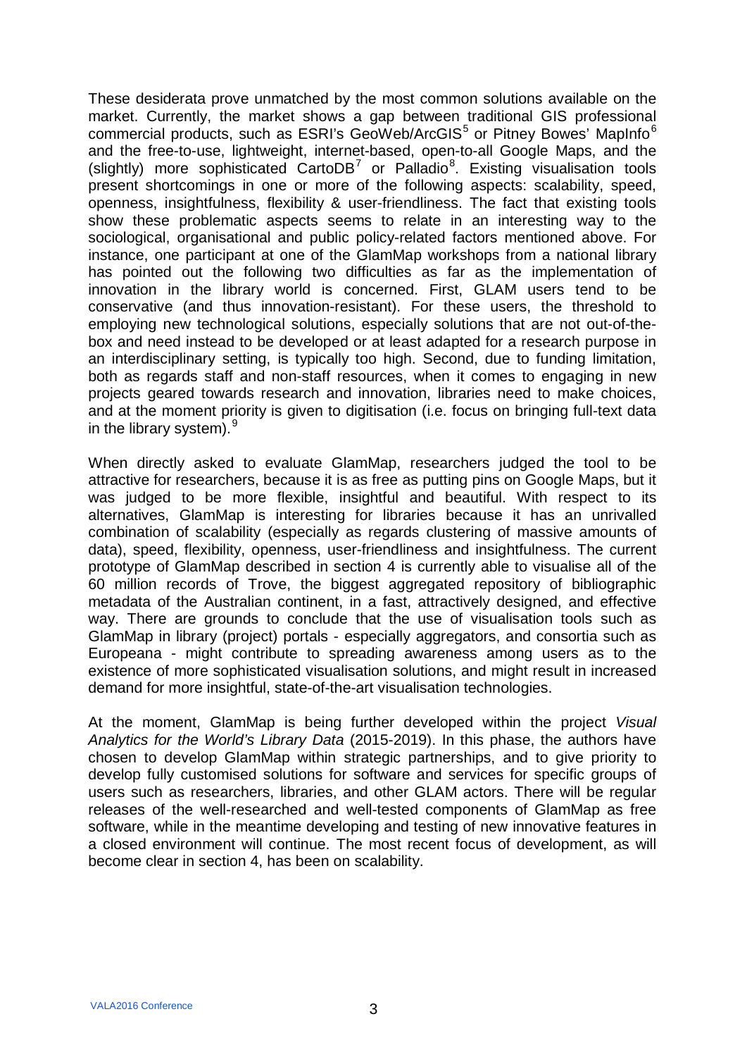These desiderata prove unmatched by the most common solutions available on the market. Currently, the market shows a gap between traditional GIS professional commercial products, such as ESRI's GeoWeb/ArcGIS[5] or Pitney Bowes' MapInfo[6] and the free-to-use, lightweight, internet-based, open-to-all Google Maps, and the (slightly) more sophisticated CartoDB[7] or Palladio[8]. Existing visualisation tools present shortcomings in one or more of the following aspects: scalability, speed, openness, insightfulness, flexibility & user-friendliness. The fact that existing tools show these problematic aspects seems to relate in an interesting way to the sociological, organisational and public policy-related factors mentioned above. For instance, one participant at one of the GlamMap workshops from a national library has pointed out the following two difficulties as far as the implementation of innovation in the library world is concerned. First, GLAM users tend to be conservative (and thus innovation-resistant). For these users, the threshold to employing new technological solutions, especially solutions that are not out-of-the-box and need instead to be developed or at least adapted for a research purpose in an interdisciplinary setting, is typically too high. Second, due to funding limitation, both as regards staff and non-staff resources, when it comes to engaging in new projects geared towards research and innovation, libraries need to make choices, and at the moment priority is given to digitisation (i.e. focus on bringing full-text data in the library system).[9]

When directly asked to evaluate GlamMap, researchers judged the tool to be attractive for researchers, because it is as free as putting pins on Google Maps, but it was judged to be more flexible, insightful and beautiful. With respect to its alternatives, GlamMap is interesting for libraries because it has an unrivalled combination of scalability (especially as regards clustering of massive amounts of data), speed, flexibility, openness, user-friendliness and insightfulness. The current prototype of GlamMap described in section 4 is currently able to visualise all of the 60 million records of Trove, the biggest aggregated repository of bibliographic metadata of the Australian continent, in a fast, attractively designed, and effective way. There are grounds to conclude that the use of visualisation tools such as GlamMap in library (project) portals - especially aggregators, and consortia such as Europeana - might contribute to spreading awareness among users as to the existence of more sophisticated visualisation solutions, and might result in increased demand for more insightful, state-of-the-art visualisation technologies.

At the moment, GlamMap is being further developed within the project *Visual Analytics for the World's Library Data* (2015-2019). In this phase, the authors have chosen to develop GlamMap within strategic partnerships, and to give priority to develop fully customised solutions for software and services for specific groups of users such as researchers, libraries, and other GLAM actors. There will be regular releases of the well-researched and well-tested components of GlamMap as free software, while in the meantime developing and testing of new innovative features in a closed environment will continue. The most recent focus of development, as will become clear in section 4, has been on scalability.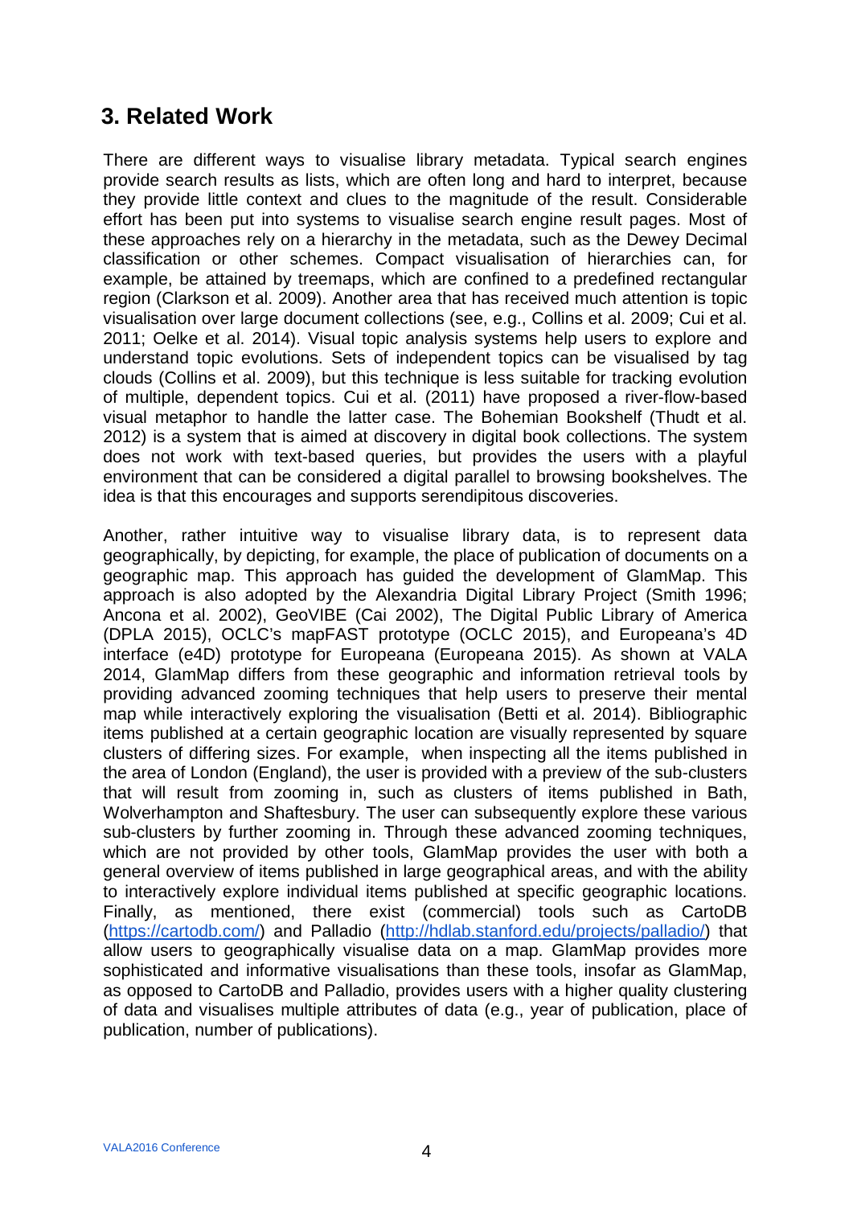## 3. Related Work

There are different ways to visualise library metadata. Typical search engines provide search results as lists, which are often long and hard to interpret, because they provide little context and clues to the magnitude of the result. Considerable effort has been put into systems to visualise search engine result pages. Most of these approaches rely on a hierarchy in the metadata, such as the Dewey Decimal classification or other schemes. Compact visualisation of hierarchies can, for example, be attained by treemaps, which are confined to a predefined rectangular region (Clarkson et al. 2009). Another area that has received much attention is topic visualisation over large document collections (see, e.g., Collins et al. 2009; Cui et al. 2011; Oelke et al. 2014). Visual topic analysis systems help users to explore and understand topic evolutions. Sets of independent topics can be visualised by tag clouds (Collins et al. 2009), but this technique is less suitable for tracking evolution of multiple, dependent topics. Cui et al. (2011) have proposed a river-flow-based visual metaphor to handle the latter case. The Bohemian Bookshelf (Thudt et al. 2012) is a system that is aimed at discovery in digital book collections. The system does not work with text-based queries, but provides the users with a playful environment that can be considered a digital parallel to browsing bookshelves. The idea is that this encourages and supports serendipitous discoveries.

Another, rather intuitive way to visualise library data, is to represent data geographically, by depicting, for example, the place of publication of documents on a geographic map. This approach has guided the development of GlamMap. This approach is also adopted by the Alexandria Digital Library Project (Smith 1996; Ancona et al. 2002), GeoVIBE (Cai 2002), The Digital Public Library of America (DPLA 2015), OCLC's mapFAST prototype (OCLC 2015), and Europeana's 4D interface (e4D) prototype for Europeana (Europeana 2015). As shown at VALA 2014, GlamMap differs from these geographic and information retrieval tools by providing advanced zooming techniques that help users to preserve their mental map while interactively exploring the visualisation (Betti et al. 2014). Bibliographic items published at a certain geographic location are visually represented by square clusters of differing sizes. For example, when inspecting all the items published in the area of London (England), the user is provided with a preview of the sub-clusters that will result from zooming in, such as clusters of items published in Bath, Wolverhampton and Shaftesbury. The user can subsequently explore these various sub-clusters by further zooming in. Through these advanced zooming techniques, which are not provided by other tools, GlamMap provides the user with both a general overview of items published in large geographical areas, and with the ability to interactively explore individual items published at specific geographic locations. Finally, as mentioned, there exist (commercial) tools such as CartoDB (https://cartodb.com/) and Palladio (http://hdlab.stanford.edu/projects/palladio/) that allow users to geographically visualise data on a map. GlamMap provides more sophisticated and informative visualisations than these tools, insofar as GlamMap, as opposed to CartoDB and Palladio, provides users with a higher quality clustering of data and visualises multiple attributes of data (e.g., year of publication, place of publication, number of publications).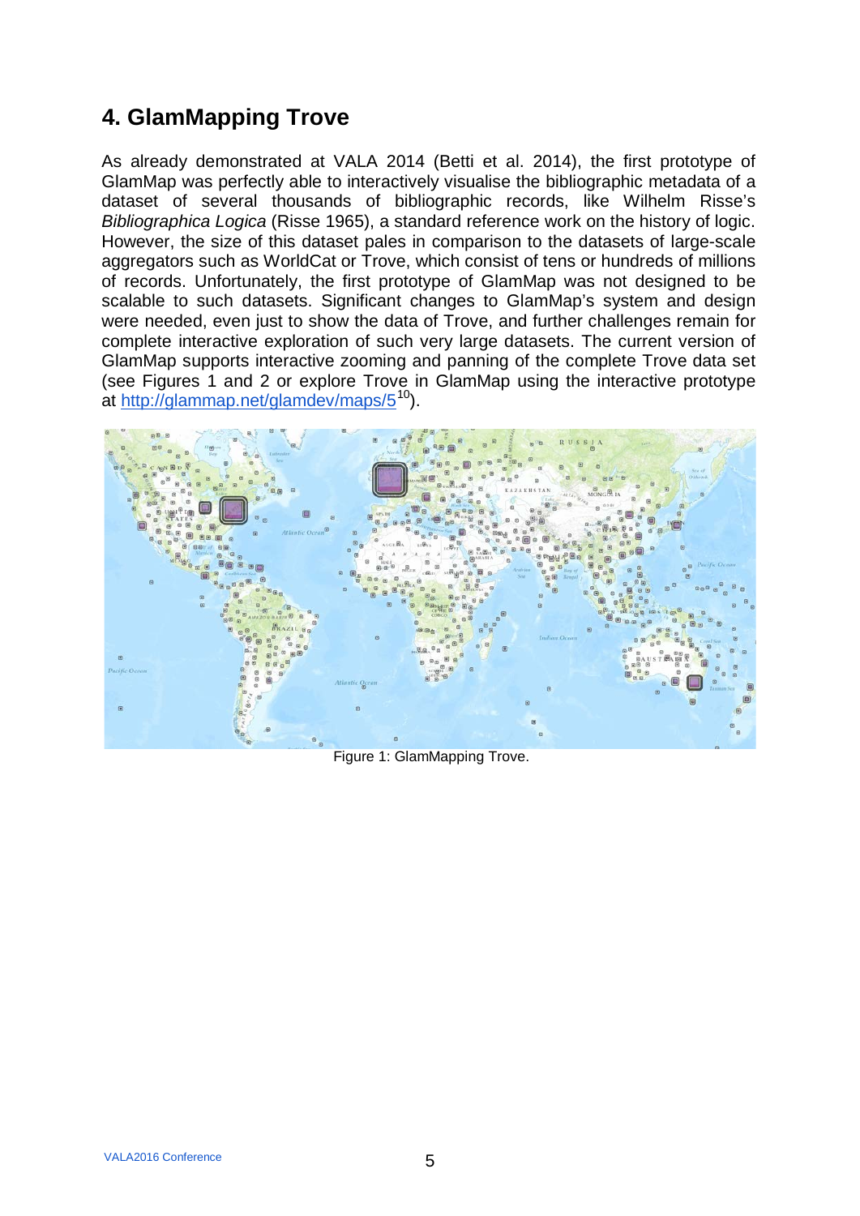## 4. GlamMapping Trove

As already demonstrated at VALA 2014 (Betti et al. 2014), the first prototype of GlamMap was perfectly able to interactively visualise the bibliographic metadata of a dataset of several thousands of bibliographic records, like Wilhelm Risse's *Bibliographica Logica* (Risse 1965), a standard reference work on the history of logic. However, the size of this dataset pales in comparison to the datasets of large-scale aggregators such as WorldCat or Trove, which consist of tens or hundreds of millions of records. Unfortunately, the first prototype of GlamMap was not designed to be scalable to such datasets. Significant changes to GlamMap's system and design were needed, even just to show the data of Trove, and further challenges remain for complete interactive exploration of such very large datasets. The current version of GlamMap supports interactive zooming and panning of the complete Trove data set (see Figures 1 and 2 or explore Trove in GlamMap using the interactive prototype at http://glammap.net/glamdev/maps/5[10]).

Figure 1: GlamMapping Trove.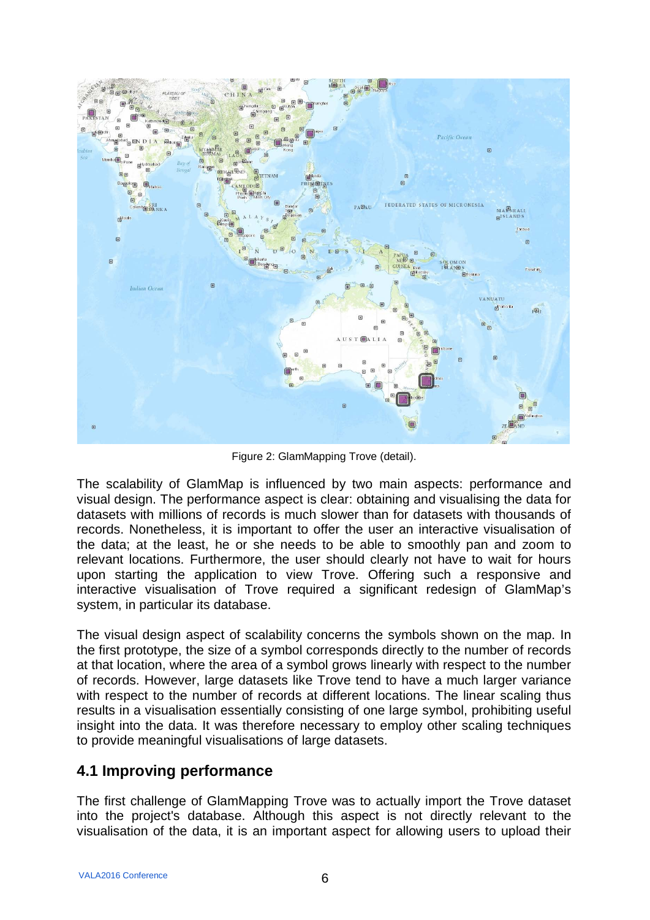Figure 2: GlamMapping Trove (detail).

The scalability of GlamMap is influenced by two main aspects: performance and visual design. The performance aspect is clear: obtaining and visualising the data for datasets with millions of records is much slower than for datasets with thousands of records. Nonetheless, it is important to offer the user an interactive visualisation of the data; at the least, he or she needs to be able to smoothly pan and zoom to relevant locations. Furthermore, the user should clearly not have to wait for hours upon starting the application to view Trove. Offering such a responsive and interactive visualisation of Trove required a significant redesign of GlamMap's system, in particular its database.

The visual design aspect of scalability concerns the symbols shown on the map. In the first prototype, the size of a symbol corresponds directly to the number of records at that location, where the area of a symbol grows linearly with respect to the number of records. However, large datasets like Trove tend to have a much larger variance with respect to the number of records at different locations. The linear scaling thus results in a visualisation essentially consisting of one large symbol, prohibiting useful insight into the data. It was therefore necessary to employ other scaling techniques to provide meaningful visualisations of large datasets.

## 4.1 Improving performance

The first challenge of GlamMapping Trove was to actually import the Trove dataset into the project's database. Although this aspect is not directly relevant to the visualisation of the data, it is an important aspect for allowing users to upload their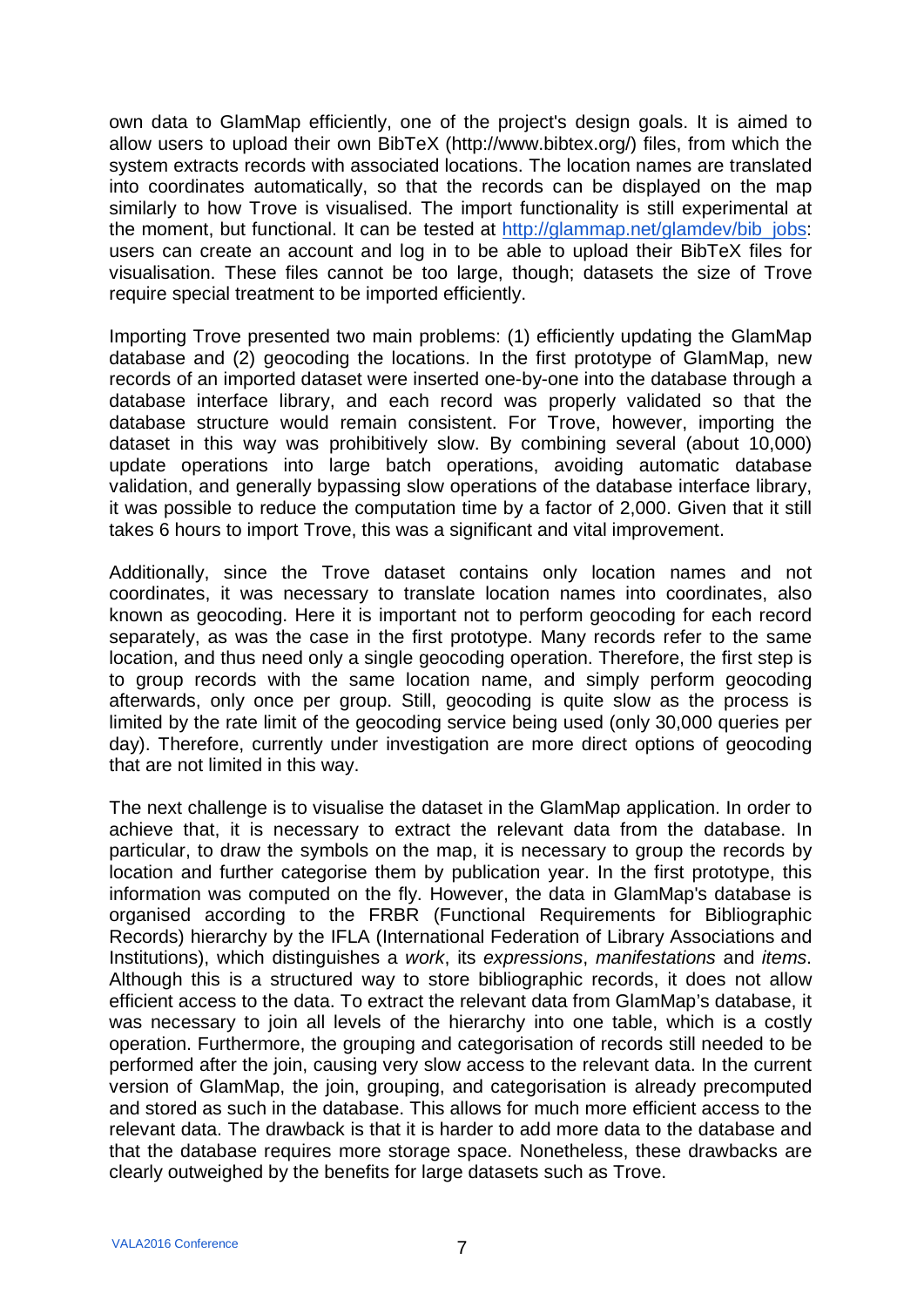own data to GlamMap efficiently, one of the project's design goals. It is aimed to allow users to upload their own BibTeX (http://www.bibtex.org/) files, from which the system extracts records with associated locations. The location names are translated into coordinates automatically, so that the records can be displayed on the map similarly to how Trove is visualised. The import functionality is still experimental at the moment, but functional. It can be tested at [http://glammap.net/glamdev/bib_jobs](http://glammap.net/glamdev/bib_jobs): users can create an account and log in to be able to upload their BibTeX files for visualisation. These files cannot be too large, though; datasets the size of Trove require special treatment to be imported efficiently.

Importing Trove presented two main problems: (1) efficiently updating the GlamMap database and (2) geocoding the locations. In the first prototype of GlamMap, new records of an imported dataset were inserted one-by-one into the database through a database interface library, and each record was properly validated so that the database structure would remain consistent. For Trove, however, importing the dataset in this way was prohibitively slow. By combining several (about 10,000) update operations into large batch operations, avoiding automatic database validation, and generally bypassing slow operations of the database interface library, it was possible to reduce the computation time by a factor of 2,000. Given that it still takes 6 hours to import Trove, this was a significant and vital improvement.

Additionally, since the Trove dataset contains only location names and not coordinates, it was necessary to translate location names into coordinates, also known as geocoding. Here it is important not to perform geocoding for each record separately, as was the case in the first prototype. Many records refer to the same location, and thus need only a single geocoding operation. Therefore, the first step is to group records with the same location name, and simply perform geocoding afterwards, only once per group. Still, geocoding is quite slow as the process is limited by the rate limit of the geocoding service being used (only 30,000 queries per day). Therefore, currently under investigation are more direct options of geocoding that are not limited in this way.

The next challenge is to visualise the dataset in the GlamMap application. In order to achieve that, it is necessary to extract the relevant data from the database. In particular, to draw the symbols on the map, it is necessary to group the records by location and further categorise them by publication year. In the first prototype, this information was computed on the fly. However, the data in GlamMap's database is organised according to the FRBR (Functional Requirements for Bibliographic Records) hierarchy by the IFLA (International Federation of Library Associations and Institutions), which distinguishes a *work*, its *expressions*, *manifestations* and *items*. Although this is a structured way to store bibliographic records, it does not allow efficient access to the data. To extract the relevant data from GlamMap's database, it was necessary to join all levels of the hierarchy into one table, which is a costly operation. Furthermore, the grouping and categorisation of records still needed to be performed after the join, causing very slow access to the relevant data. In the current version of GlamMap, the join, grouping, and categorisation is already precomputed and stored as such in the database. This allows for much more efficient access to the relevant data. The drawback is that it is harder to add more data to the database and that the database requires more storage space. Nonetheless, these drawbacks are clearly outweighed by the benefits for large datasets such as Trove.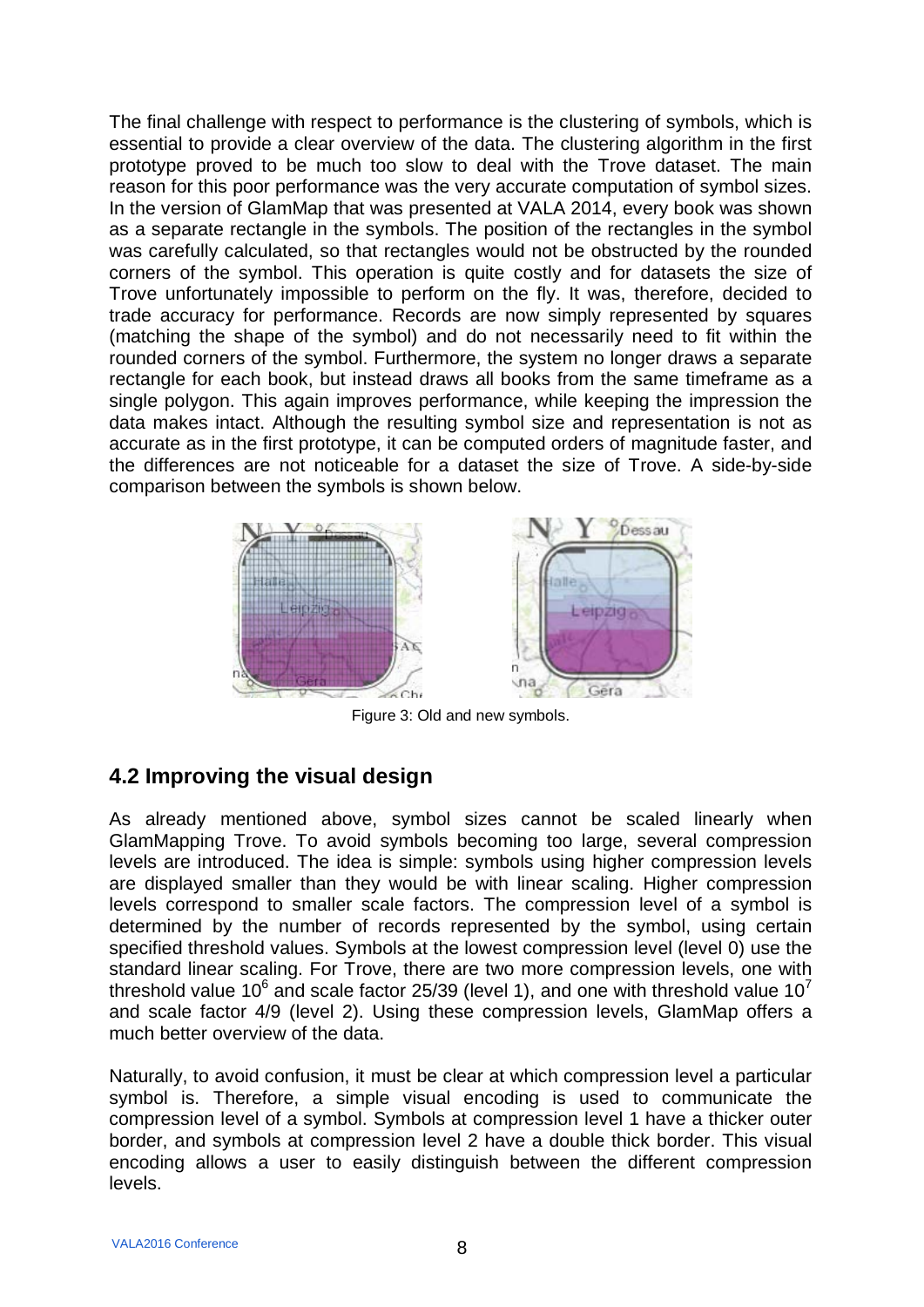The final challenge with respect to performance is the clustering of symbols, which is essential to provide a clear overview of the data. The clustering algorithm in the first prototype proved to be much too slow to deal with the Trove dataset. The main reason for this poor performance was the very accurate computation of symbol sizes. In the version of GlamMap that was presented at VALA 2014, every book was shown as a separate rectangle in the symbols. The position of the rectangles in the symbol was carefully calculated, so that rectangles would not be obstructed by the rounded corners of the symbol. This operation is quite costly and for datasets the size of Trove unfortunately impossible to perform on the fly. It was, therefore, decided to trade accuracy for performance. Records are now simply represented by squares (matching the shape of the symbol) and do not necessarily need to fit within the rounded corners of the symbol. Furthermore, the system no longer draws a separate rectangle for each book, but instead draws all books from the same timeframe as a single polygon. This again improves performance, while keeping the impression the data makes intact. Although the resulting symbol size and representation is not as accurate as in the first prototype, it can be computed orders of magnitude faster, and the differences are not noticeable for a dataset the size of Trove. A side-by-side comparison between the symbols is shown below.

Figure 3: Old and new symbols.

## 4.2 Improving the visual design

As already mentioned above, symbol sizes cannot be scaled linearly when GlamMapping Trove. To avoid symbols becoming too large, several compression levels are introduced. The idea is simple: symbols using higher compression levels are displayed smaller than they would be with linear scaling. Higher compression levels correspond to smaller scale factors. The compression level of a symbol is determined by the number of records represented by the symbol, using certain specified threshold values. Symbols at the lowest compression level (level 0) use the standard linear scaling. For Trove, there are two more compression levels, one with threshold value $10^6$ and scale factor 25/39 (level 1), and one with threshold value $10^7$ and scale factor 4/9 (level 2). Using these compression levels, GlamMap offers a much better overview of the data.

Naturally, to avoid confusion, it must be clear at which compression level a particular symbol is. Therefore, a simple visual encoding is used to communicate the compression level of a symbol. Symbols at compression level 1 have a thicker outer border, and symbols at compression level 2 have a double thick border. This visual encoding allows a user to easily distinguish between the different compression levels.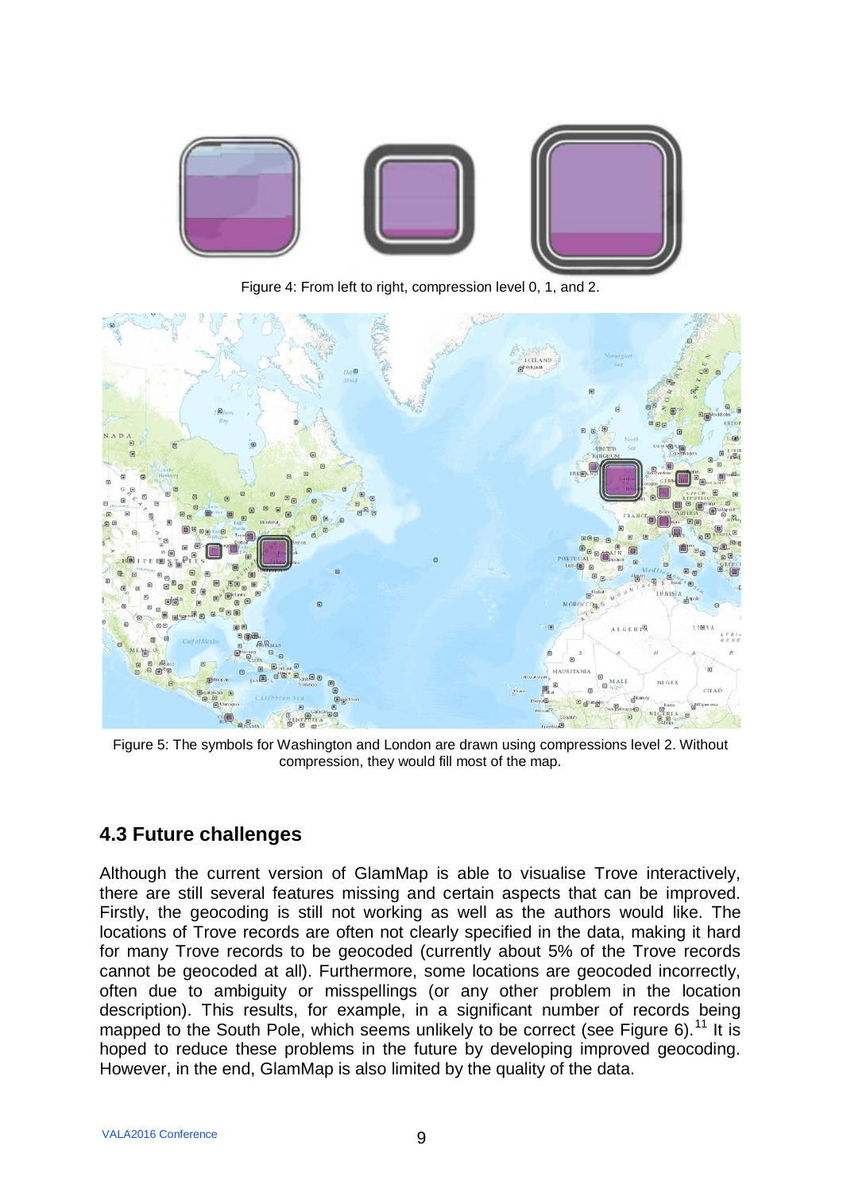Figure 4: From left to right, compression level 0, 1, and 2.

Figure 5: The symbols for Washington and London are drawn using compressions level 2. Without compression, they would fill most of the map.

## 4.3 Future challenges

Although the current version of GlamMap is able to visualise Trove interactively, there are still several features missing and certain aspects that can be improved. Firstly, the geocoding is still not working as well as the authors would like. The locations of Trove records are often not clearly specified in the data, making it hard for many Trove records to be geocoded (currently about 5% of the Trove records cannot be geocoded at all). Furthermore, some locations are geocoded incorrectly, often due to ambiguity or misspellings (or any other problem in the location description). This results, for example, in a significant number of records being mapped to the South Pole, which seems unlikely to be correct (see Figure 6).[11] It is hoped to reduce these problems in the future by developing improved geocoding. However, in the end, GlamMap is also limited by the quality of the data.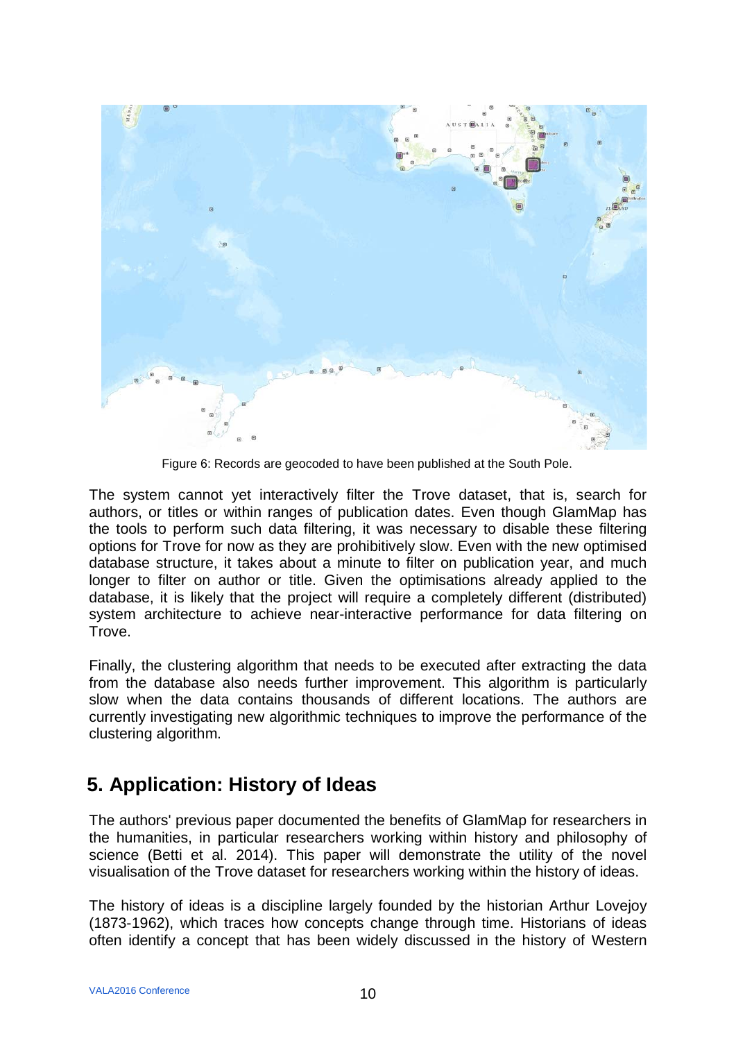Figure 6: Records are geocoded to have been published at the South Pole.

The system cannot yet interactively filter the Trove dataset, that is, search for authors, or titles or within ranges of publication dates. Even though GlamMap has the tools to perform such data filtering, it was necessary to disable these filtering options for Trove for now as they are prohibitively slow. Even with the new optimised database structure, it takes about a minute to filter on publication year, and much longer to filter on author or title. Given the optimisations already applied to the database, it is likely that the project will require a completely different (distributed) system architecture to achieve near-interactive performance for data filtering on Trove.

Finally, the clustering algorithm that needs to be executed after extracting the data from the database also needs further improvement. This algorithm is particularly slow when the data contains thousands of different locations. The authors are currently investigating new algorithmic techniques to improve the performance of the clustering algorithm.

## 5. Application: History of Ideas

The authors' previous paper documented the benefits of GlamMap for researchers in the humanities, in particular researchers working within history and philosophy of science (Betti et al. 2014). This paper will demonstrate the utility of the novel visualisation of the Trove dataset for researchers working within the history of ideas.

The history of ideas is a discipline largely founded by the historian Arthur Lovejoy (1873-1962), which traces how concepts change through time. Historians of ideas often identify a concept that has been widely discussed in the history of Western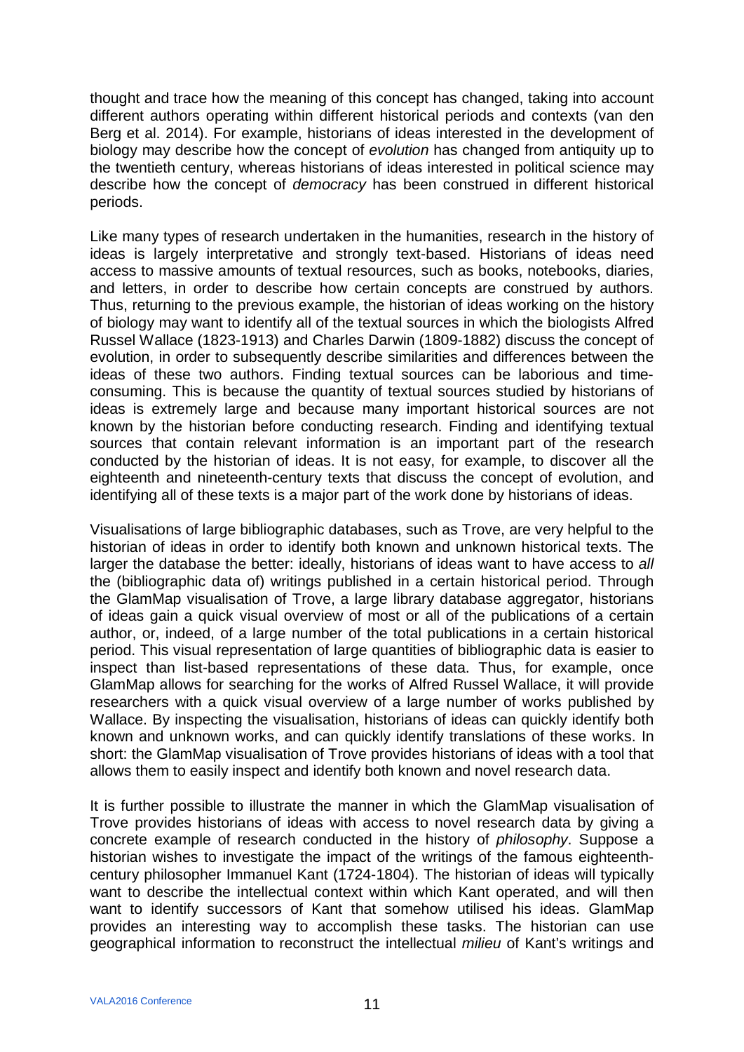thought and trace how the meaning of this concept has changed, taking into account different authors operating within different historical periods and contexts (van den Berg et al. 2014). For example, historians of ideas interested in the development of biology may describe how the concept of *evolution* has changed from antiquity up to the twentieth century, whereas historians of ideas interested in political science may describe how the concept of *democracy* has been construed in different historical periods.

Like many types of research undertaken in the humanities, research in the history of ideas is largely interpretative and strongly text-based. Historians of ideas need access to massive amounts of textual resources, such as books, notebooks, diaries, and letters, in order to describe how certain concepts are construed by authors. Thus, returning to the previous example, the historian of ideas working on the history of biology may want to identify all of the textual sources in which the biologists Alfred Russel Wallace (1823-1913) and Charles Darwin (1809-1882) discuss the concept of evolution, in order to subsequently describe similarities and differences between the ideas of these two authors. Finding textual sources can be laborious and time-consuming. This is because the quantity of textual sources studied by historians of ideas is extremely large and because many important historical sources are not known by the historian before conducting research. Finding and identifying textual sources that contain relevant information is an important part of the research conducted by the historian of ideas. It is not easy, for example, to discover all the eighteenth and nineteenth-century texts that discuss the concept of evolution, and identifying all of these texts is a major part of the work done by historians of ideas.

Visualisations of large bibliographic databases, such as Trove, are very helpful to the historian of ideas in order to identify both known and unknown historical texts. The larger the database the better: ideally, historians of ideas want to have access to *all* the (bibliographic data of) writings published in a certain historical period. Through the GlamMap visualisation of Trove, a large library database aggregator, historians of ideas gain a quick visual overview of most or all of the publications of a certain author, or, indeed, of a large number of the total publications in a certain historical period. This visual representation of large quantities of bibliographic data is easier to inspect than list-based representations of these data. Thus, for example, once GlamMap allows for searching for the works of Alfred Russel Wallace, it will provide researchers with a quick visual overview of a large number of works published by Wallace. By inspecting the visualisation, historians of ideas can quickly identify both known and unknown works, and can quickly identify translations of these works. In short: the GlamMap visualisation of Trove provides historians of ideas with a tool that allows them to easily inspect and identify both known and novel research data.

It is further possible to illustrate the manner in which the GlamMap visualisation of Trove provides historians of ideas with access to novel research data by giving a concrete example of research conducted in the history of *philosophy*. Suppose a historian wishes to investigate the impact of the writings of the famous eighteenth-century philosopher Immanuel Kant (1724-1804). The historian of ideas will typically want to describe the intellectual context within which Kant operated, and will then want to identify successors of Kant that somehow utilised his ideas. GlamMap provides an interesting way to accomplish these tasks. The historian can use geographical information to reconstruct the intellectual *milieu* of Kant's writings and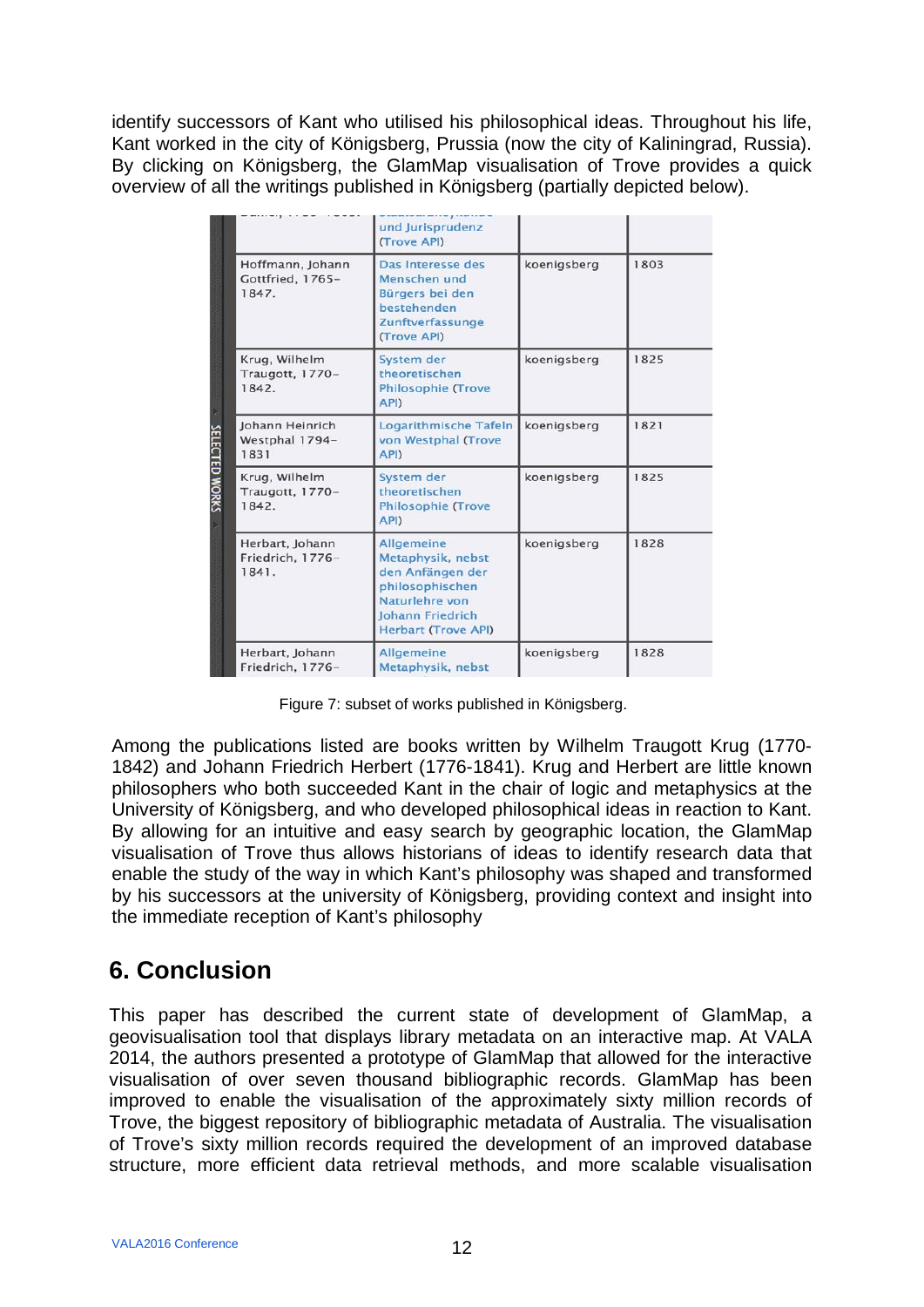identify successors of Kant who utilised his philosophical ideas. Throughout his life, Kant worked in the city of Königsberg, Prussia (now the city of Kaliningrad, Russia). By clicking on Königsberg, the GlamMap visualisation of Trove provides a quick overview of all the writings published in Königsberg (partially depicted below).

| | | | |
|---|---|---|---|
| | und Jurisprudenz (Trove API) | | |
| Hoffmann, Johann Gottfried, 1765–1847. | Das Interesse des Menschen und Bürgers bei den bestehenden Zunftverfassunge (Trove API) | koenigsberg | 1803 |
| Krug, Wilhelm Traugott, 1770–1842. | System der theoretischen Philosophie (Trove API) | koenigsberg | 1825 |
| Johann Heinrich Westphal 1794–1831 | Logarithmische Tafeln von Westphal (Trove API) | koenigsberg | 1821 |
| Krug, Wilhelm Traugott, 1770–1842. | System der theoretischen Philosophie (Trove API) | koenigsberg | 1825 |
| Herbart, Johann Friedrich, 1776–1841. | Allgemeine Metaphysik, nebst den Anfängen der philosophischen Naturlehre von Johann Friedrich Herbart (Trove API) | koenigsberg | 1828 |
| Herbart, Johann Friedrich, 1776– | Allgemeine Metaphysik, nebst | koenigsberg | 1828 |

Figure 7: subset of works published in Königsberg.

Among the publications listed are books written by Wilhelm Traugott Krug (1770-1842) and Johann Friedrich Herbert (1776-1841). Krug and Herbert are little known philosophers who both succeeded Kant in the chair of logic and metaphysics at the University of Königsberg, and who developed philosophical ideas in reaction to Kant. By allowing for an intuitive and easy search by geographic location, the GlamMap visualisation of Trove thus allows historians of ideas to identify research data that enable the study of the way in which Kant's philosophy was shaped and transformed by his successors at the university of Königsberg, providing context and insight into the immediate reception of Kant's philosophy

## 6. Conclusion

This paper has described the current state of development of GlamMap, a geovisualisation tool that displays library metadata on an interactive map. At VALA 2014, the authors presented a prototype of GlamMap that allowed for the interactive visualisation of over seven thousand bibliographic records. GlamMap has been improved to enable the visualisation of the approximately sixty million records of Trove, the biggest repository of bibliographic metadata of Australia. The visualisation of Trove's sixty million records required the development of an improved database structure, more efficient data retrieval methods, and more scalable visualisation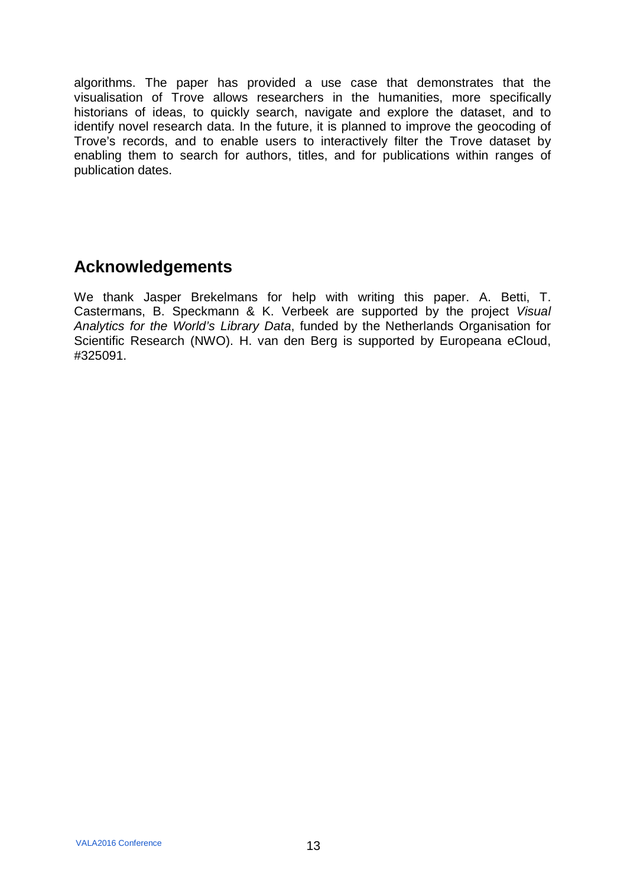algorithms. The paper has provided a use case that demonstrates that the visualisation of Trove allows researchers in the humanities, more specifically historians of ideas, to quickly search, navigate and explore the dataset, and to identify novel research data. In the future, it is planned to improve the geocoding of Trove's records, and to enable users to interactively filter the Trove dataset by enabling them to search for authors, titles, and for publications within ranges of publication dates.

## Acknowledgements

We thank Jasper Brekelmans for help with writing this paper. A. Betti, T. Castermans, B. Speckmann & K. Verbeek are supported by the project *Visual Analytics for the World's Library Data*, funded by the Netherlands Organisation for Scientific Research (NWO). H. van den Berg is supported by Europeana eCloud, #325091.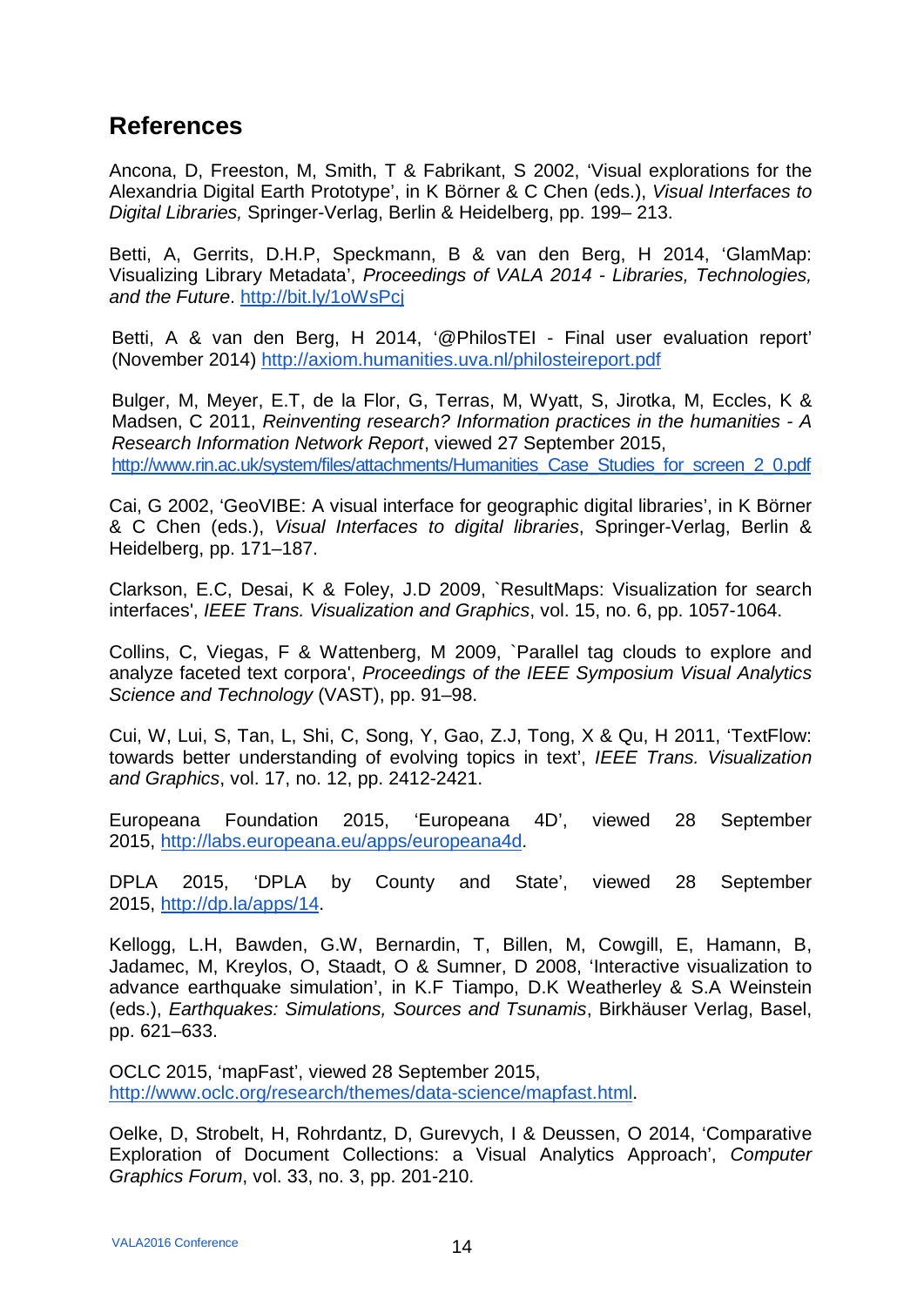## References

Ancona, D, Freeston, M, Smith, T & Fabrikant, S 2002, 'Visual explorations for the Alexandria Digital Earth Prototype', in K Börner & C Chen (eds.), *Visual Interfaces to Digital Libraries,* Springer-Verlag, Berlin & Heidelberg, pp. 199– 213.

Betti, A, Gerrits, D.H.P, Speckmann, B & van den Berg, H 2014, 'GlamMap: Visualizing Library Metadata', *Proceedings of VALA 2014 - Libraries, Technologies, and the Future*. http://bit.ly/1oWsPcj

Betti, A & van den Berg, H 2014, '@PhilosTEI - Final user evaluation report' (November 2014) http://axiom.humanities.uva.nl/philosteireport.pdf

Bulger, M, Meyer, E.T, de la Flor, G, Terras, M, Wyatt, S, Jirotka, M, Eccles, K & Madsen, C 2011, *Reinventing research? Information practices in the humanities - A Research Information Network Report*, viewed 27 September 2015, http://www.rin.ac.uk/system/files/attachments/Humanities_Case_Studies_for_screen_2_0.pdf

Cai, G 2002, 'GeoVIBE: A visual interface for geographic digital libraries', in K Börner & C Chen (eds.), *Visual Interfaces to digital libraries*, Springer-Verlag, Berlin & Heidelberg, pp. 171–187.

Clarkson, E.C, Desai, K & Foley, J.D 2009, `ResultMaps: Visualization for search interfaces', *IEEE Trans. Visualization and Graphics*, vol. 15, no. 6, pp. 1057-1064.

Collins, C, Viegas, F & Wattenberg, M 2009, `Parallel tag clouds to explore and analyze faceted text corpora', *Proceedings of the IEEE Symposium Visual Analytics Science and Technology* (VAST), pp. 91–98.

Cui, W, Lui, S, Tan, L, Shi, C, Song, Y, Gao, Z.J, Tong, X & Qu, H 2011, 'TextFlow: towards better understanding of evolving topics in text', *IEEE Trans. Visualization and Graphics*, vol. 17, no. 12, pp. 2412-2421.

Europeana Foundation 2015, 'Europeana 4D', viewed 28 September 2015, http://labs.europeana.eu/apps/europeana4d.

DPLA 2015, 'DPLA by County and State', viewed 28 September 2015, http://dp.la/apps/14.

Kellogg, L.H, Bawden, G.W, Bernardin, T, Billen, M, Cowgill, E, Hamann, B, Jadamec, M, Kreylos, O, Staadt, O & Sumner, D 2008, 'Interactive visualization to advance earthquake simulation', in K.F Tiampo, D.K Weatherley & S.A Weinstein (eds.), *Earthquakes: Simulations, Sources and Tsunamis*, Birkhäuser Verlag, Basel, pp. 621–633.

OCLC 2015, 'mapFast', viewed 28 September 2015, http://www.oclc.org/research/themes/data-science/mapfast.html.

Oelke, D, Strobelt, H, Rohrdantz, D, Gurevych, I & Deussen, O 2014, 'Comparative Exploration of Document Collections: a Visual Analytics Approach', *Computer Graphics Forum*, vol. 33, no. 3, pp. 201-210.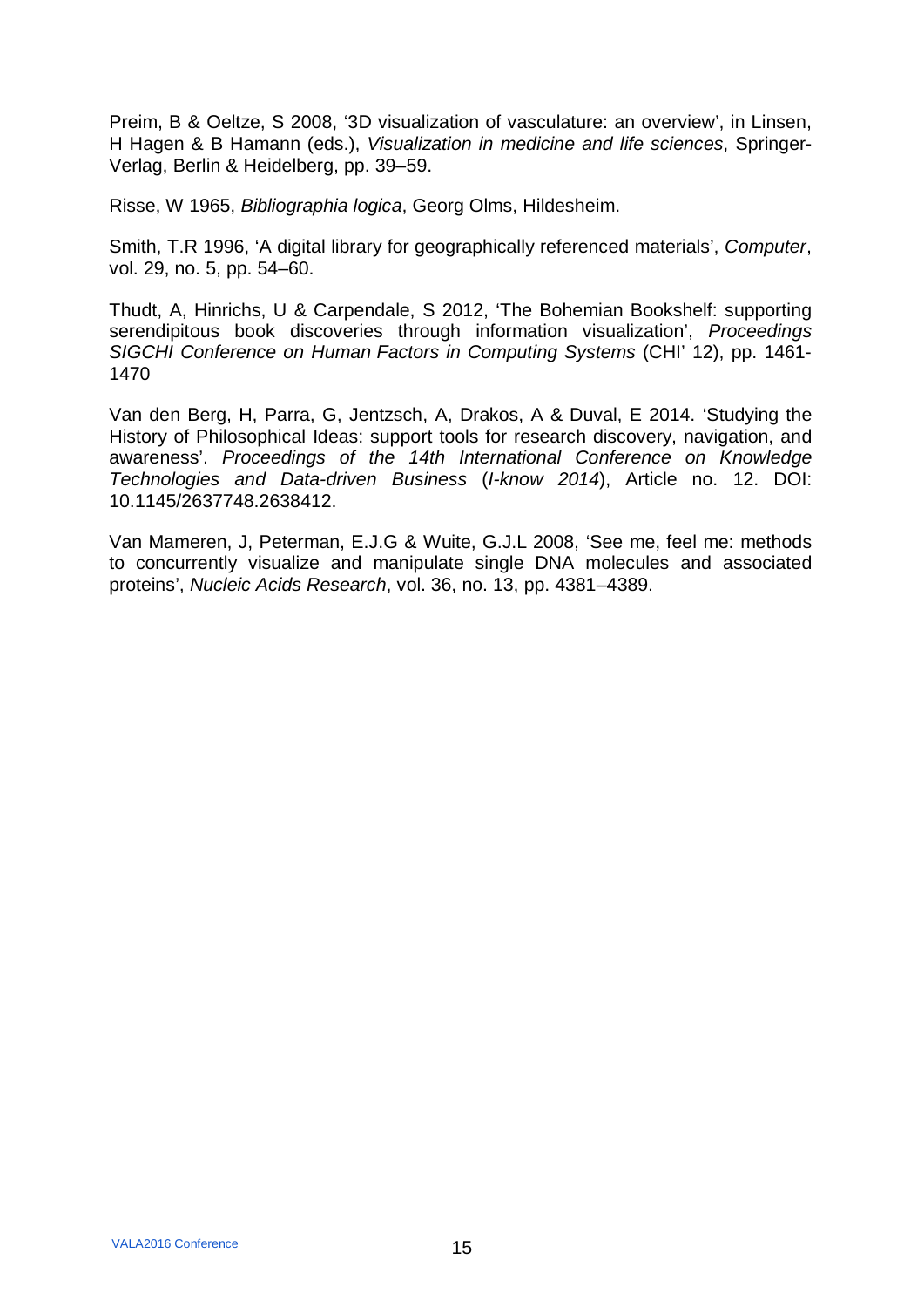Preim, B & Oeltze, S 2008, '3D visualization of vasculature: an overview', in Linsen, H Hagen & B Hamann (eds.), *Visualization in medicine and life sciences*, Springer-Verlag, Berlin & Heidelberg, pp. 39–59.

Risse, W 1965, *Bibliographia logica*, Georg Olms, Hildesheim.

Smith, T.R 1996, 'A digital library for geographically referenced materials', *Computer*, vol. 29, no. 5, pp. 54–60.

Thudt, A, Hinrichs, U & Carpendale, S 2012, 'The Bohemian Bookshelf: supporting serendipitous book discoveries through information visualization', *Proceedings SIGCHI Conference on Human Factors in Computing Systems* (CHI' 12), pp. 1461-1470

Van den Berg, H, Parra, G, Jentzsch, A, Drakos, A & Duval, E 2014. 'Studying the History of Philosophical Ideas: support tools for research discovery, navigation, and awareness'. *Proceedings of the 14th International Conference on Knowledge Technologies and Data-driven Business* (*I-know 2014*), Article no. 12. DOI: 10.1145/2637748.2638412.

Van Mameren, J, Peterman, E.J.G & Wuite, G.J.L 2008, 'See me, feel me: methods to concurrently visualize and manipulate single DNA molecules and associated proteins', *Nucleic Acids Research*, vol. 36, no. 13, pp. 4381–4389.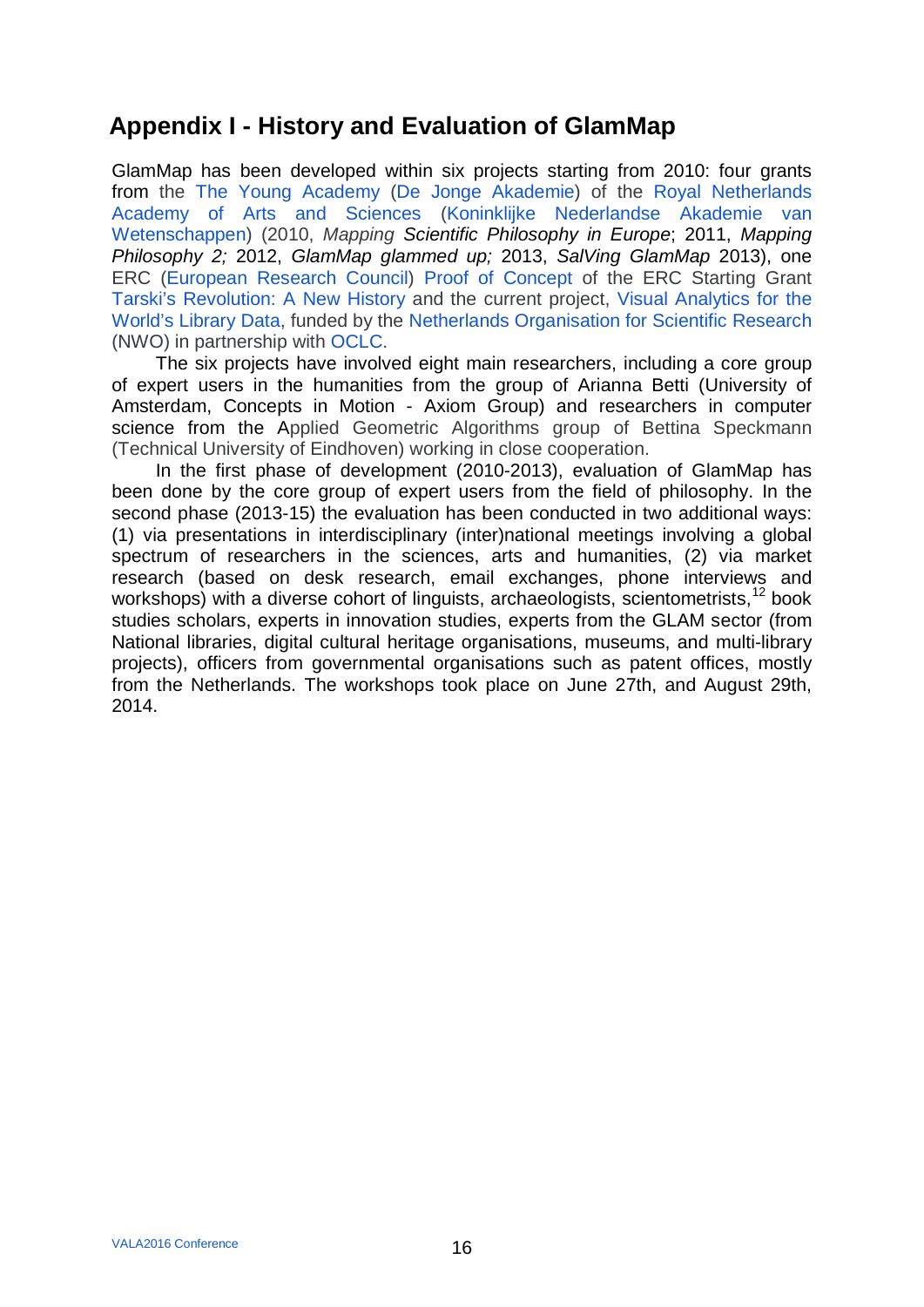## Appendix I - History and Evaluation of GlamMap

GlamMap has been developed within six projects starting from 2010: four grants from the The Young Academy (De Jonge Akademie) of the Royal Netherlands Academy of Arts and Sciences (Koninklijke Nederlandse Akademie van Wetenschappen) (2010, *Mapping Scientific Philosophy in Europe*; 2011, *Mapping Philosophy 2;* 2012, *GlamMap glammed up;* 2013, *SalVing GlamMap* 2013), one ERC (European Research Council) Proof of Concept of the ERC Starting Grant Tarski's Revolution: A New History and the current project, Visual Analytics for the World's Library Data, funded by the Netherlands Organisation for Scientific Research (NWO) in partnership with OCLC.

The six projects have involved eight main researchers, including a core group of expert users in the humanities from the group of Arianna Betti (University of Amsterdam, Concepts in Motion - Axiom Group) and researchers in computer science from the Applied Geometric Algorithms group of Bettina Speckmann (Technical University of Eindhoven) working in close cooperation.

In the first phase of development (2010-2013), evaluation of GlamMap has been done by the core group of expert users from the field of philosophy. In the second phase (2013-15) the evaluation has been conducted in two additional ways: (1) via presentations in interdisciplinary (inter)national meetings involving a global spectrum of researchers in the sciences, arts and humanities, (2) via market research (based on desk research, email exchanges, phone interviews and workshops) with a diverse cohort of linguists, archaeologists, scientometrists,[12] book studies scholars, experts in innovation studies, experts from the GLAM sector (from National libraries, digital cultural heritage organisations, museums, and multi-library projects), officers from governmental organisations such as patent offices, mostly from the Netherlands. The workshops took place on June 27th, and August 29th, 2014.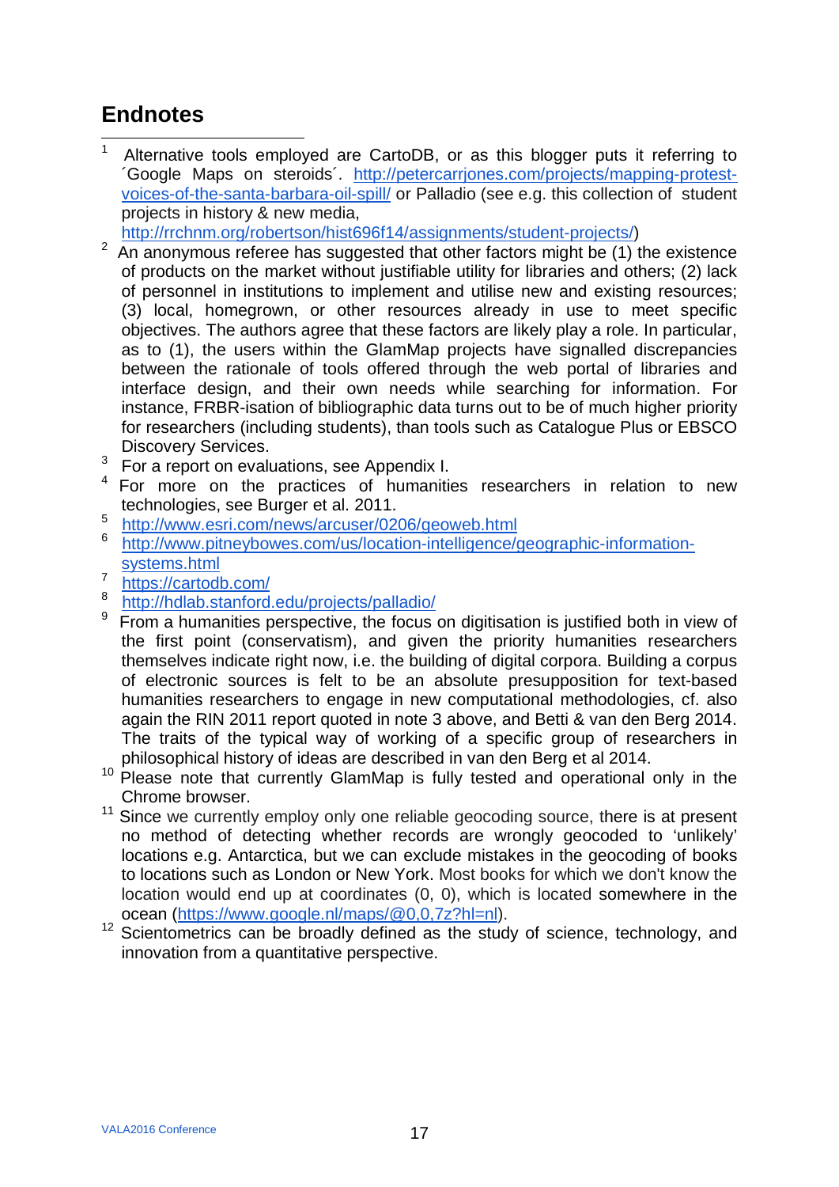## Endnotes

[1] Alternative tools employed are CartoDB, or as this blogger puts it referring to ´Google Maps on steroids´. http://petercarrjones.com/projects/mapping-protest-voices-of-the-santa-barbara-oil-spill/ or Palladio (see e.g. this collection of student projects in history & new media, http://rrchnm.org/robertson/hist696f14/assignments/student-projects/)

[2] An anonymous referee has suggested that other factors might be (1) the existence of products on the market without justifiable utility for libraries and others; (2) lack of personnel in institutions to implement and utilise new and existing resources; (3) local, homegrown, or other resources already in use to meet specific objectives. The authors agree that these factors are likely play a role. In particular, as to (1), the users within the GlamMap projects have signalled discrepancies between the rationale of tools offered through the web portal of libraries and interface design, and their own needs while searching for information. For instance, FRBR-isation of bibliographic data turns out to be of much higher priority for researchers (including students), than tools such as Catalogue Plus or EBSCO Discovery Services.

[3] For a report on evaluations, see Appendix I.

[4] For more on the practices of humanities researchers in relation to new technologies, see Burger et al. 2011.

[5] http://www.esri.com/news/arcuser/0206/geoweb.html

[6] http://www.pitneybowes.com/us/location-intelligence/geographic-information-systems.html

[7] https://cartodb.com/

[8] http://hdlab.stanford.edu/projects/palladio/

[9] From a humanities perspective, the focus on digitisation is justified both in view of the first point (conservatism), and given the priority humanities researchers themselves indicate right now, i.e. the building of digital corpora. Building a corpus of electronic sources is felt to be an absolute presupposition for text-based humanities researchers to engage in new computational methodologies, cf. also again the RIN 2011 report quoted in note 3 above, and Betti & van den Berg 2014. The traits of the typical way of working of a specific group of researchers in philosophical history of ideas are described in van den Berg et al 2014.

[10] Please note that currently GlamMap is fully tested and operational only in the Chrome browser.

[11] Since we currently employ only one reliable geocoding source, there is at present no method of detecting whether records are wrongly geocoded to 'unlikely' locations e.g. Antarctica, but we can exclude mistakes in the geocoding of books to locations such as London or New York. Most books for which we don't know the location would end up at coordinates (0, 0), which is located somewhere in the ocean (https://www.google.nl/maps/@0,0,7z?hl=nl).

[12] Scientometrics can be broadly defined as the study of science, technology, and innovation from a quantitative perspective.